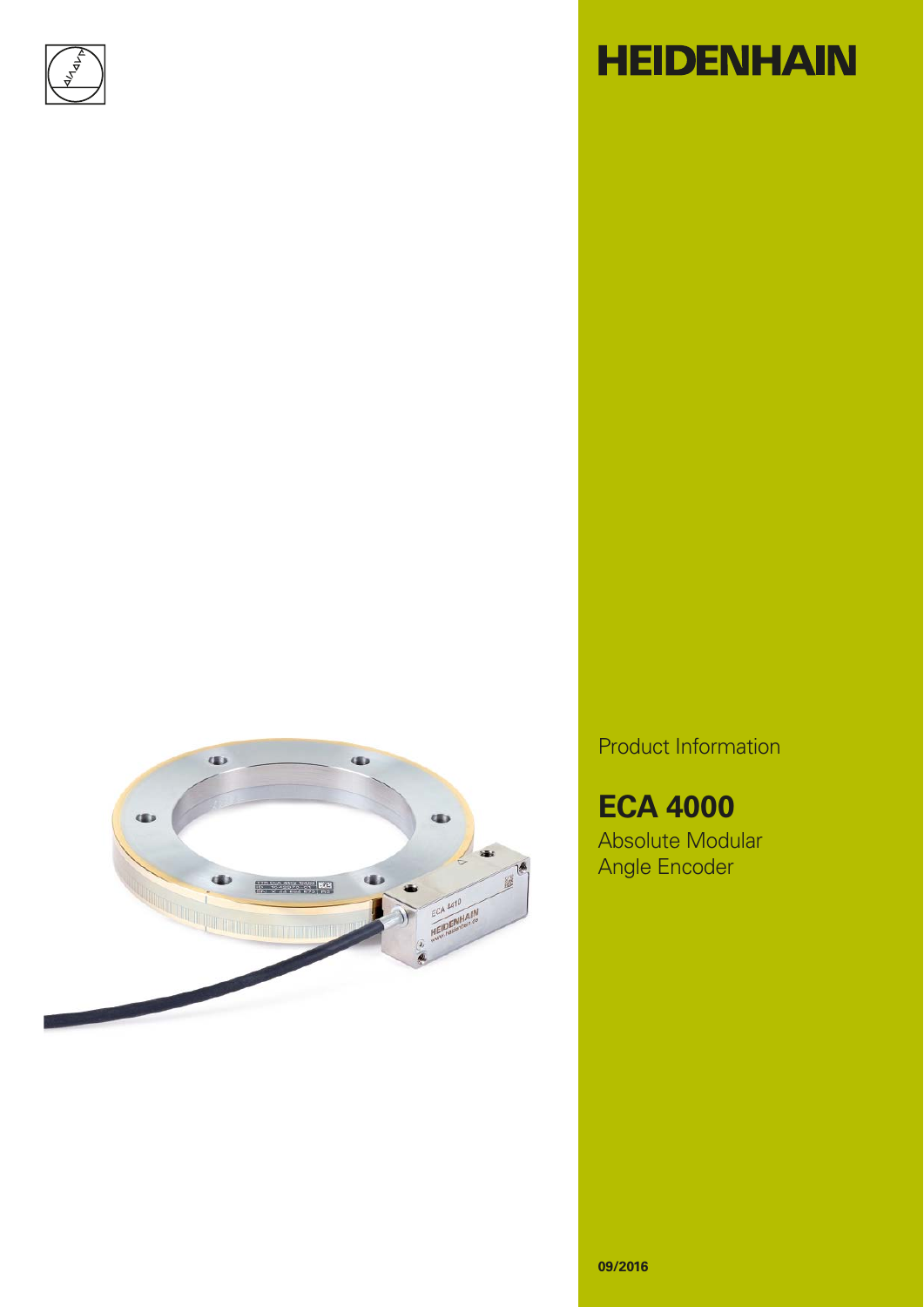# HEIDENHAIN

Product Information

## ECA 4000

Absolute Modular Angle Encoder

09/2016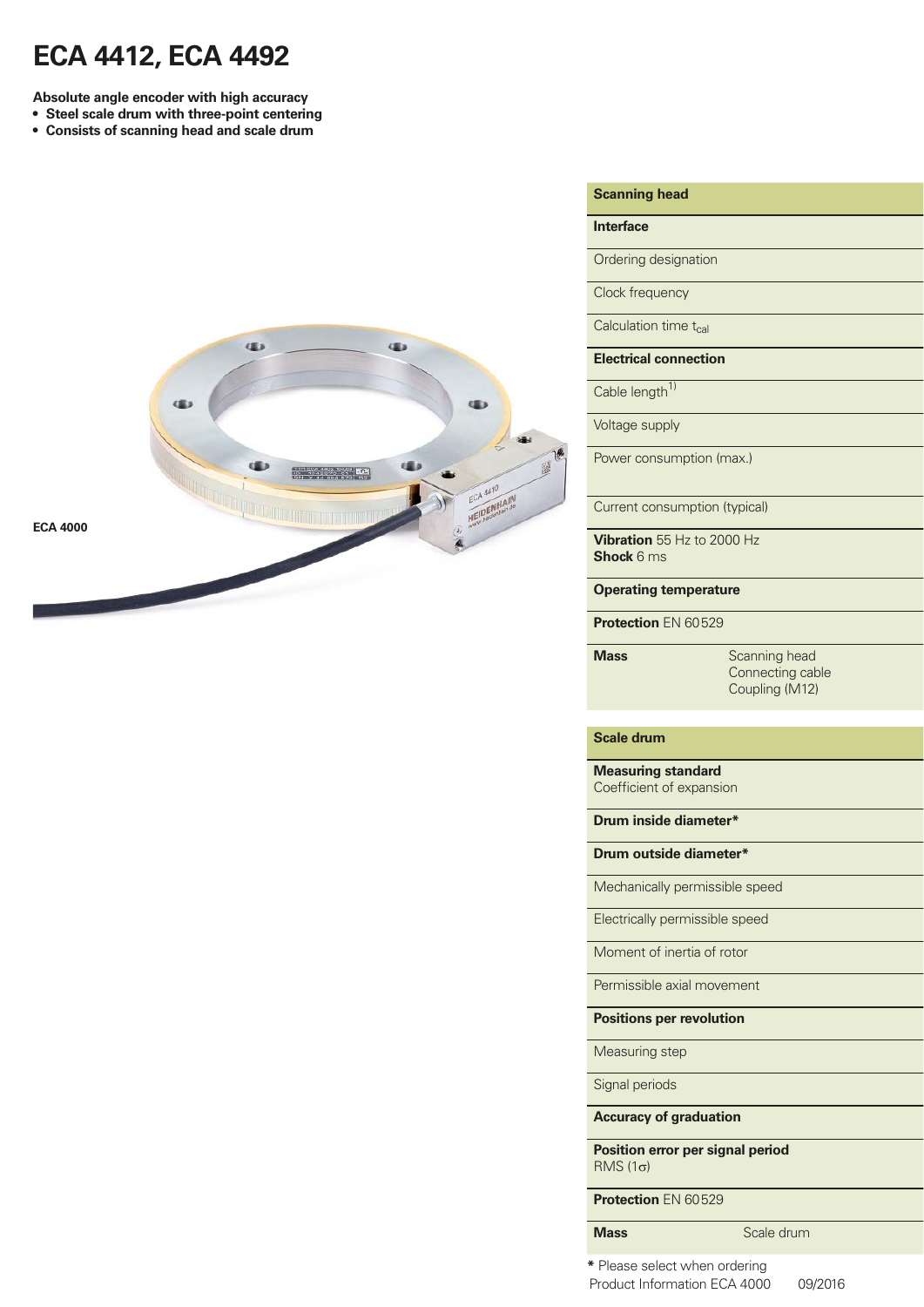# ECA 4412, ECA 4492

**Absolute angle encoder with high accuracy**

- **Steel scale drum with three-point centering**
- **Consists of scanning head and scale drum**

ECA 4000

| Scanning head | |
|---|---|
| **Interface** | |
| Ordering designation | |
| Clock frequency | |
| Calculation time $t_{cal}$ | |
| **Electrical connection** | |
| Cable length[1] | |
| Voltage supply | |
| Power consumption (max.) | |
| Current consumption (typical) | |
| **Vibration** 55 Hz to 2000 Hz<br>**Shock** 6 ms | |
| **Operating temperature** | |
| **Protection** EN 60529 | |
| **Mass** | Scanning head<br>Connecting cable<br>Coupling (M12) |

| Scale drum | |
|---|---|
| **Measuring standard**<br>Coefficient of expansion | |
| **Drum inside diameter*** | |
| **Drum outside diameter*** | |
| Mechanically permissible speed | |
| Electrically permissible speed | |
| Moment of inertia of rotor | |
| Permissible axial movement | |
| **Positions per revolution** | |
| Measuring step | |
| Signal periods | |
| **Accuracy of graduation** | |
| **Position error per signal period**<br>RMS (1σ) | |
| **Protection** EN 60529 | |
| **Mass** | Scale drum |

**\*** Please select when ordering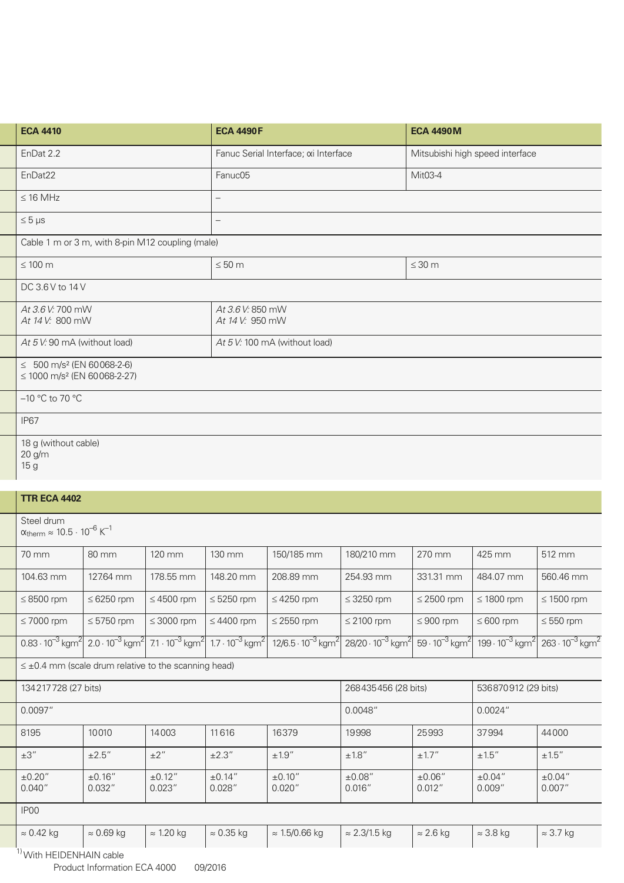| ECA 4410 | ECA 4490F | ECA 4490M |
|---|---|---|
| EnDat 2.2 | Fanuc Serial Interface; αi Interface | Mitsubishi high speed interface |
| EnDat22 | Fanuc05 | Mit03-4 |
| ≤ 16 MHz | – | |
| ≤ 5 µs | – | |
| Cable 1 m or 3 m, with 8-pin M12 coupling (male) | | |
| ≤ 100 m | ≤ 50 m | ≤ 30 m |
| DC 3.6 V to 14 V | | |
| *At 3.6 V:* 700 mW<br>*At 14 V:* 800 mW | *At 3.6 V:* 850 mW<br>*At 14 V:* 950 mW | |
| *At 5 V:* 90 mA (without load) | *At 5 V:* 100 mA (without load) | |
| ≤ 500 m/s² (EN 60068-2-6)<br>≤ 1000 m/s² (EN 60068-2-27) | | |
| –10 °C to 70 °C | | |
| IP67 | | |
| 18 g (without cable)<br>20 g/m<br>15 g | | |

| TTR ECA 4402 | | | | | | | | |
|---|---|---|---|---|---|---|---|---|
| Steel drum<br>$\alpha_{therm} \approx 10.5 \cdot 10^{-6}\ K^{-1}$ | | | | | | | | |
| 70 mm | 80 mm | 120 mm | 130 mm | 150/185 mm | 180/210 mm | 270 mm | 425 mm | 512 mm |
| 104.63 mm | 127.64 mm | 178.55 mm | 148.20 mm | 208.89 mm | 254.93 mm | 331.31 mm | 484.07 mm | 560.46 mm |
| ≤ 8500 rpm | ≤ 6250 rpm | ≤ 4500 rpm | ≤ 5250 rpm | ≤ 4250 rpm | ≤ 3250 rpm | ≤ 2500 rpm | ≤ 1800 rpm | ≤ 1500 rpm |
| ≤ 7000 rpm | ≤ 5750 rpm | ≤ 3000 rpm | ≤ 4400 rpm | ≤ 2550 rpm | ≤ 2100 rpm | ≤ 900 rpm | ≤ 600 rpm | ≤ 550 rpm |
| $0.83 \cdot 10^{-3}$ kgm² | $2.0 \cdot 10^{-3}$ kgm² | $7.1 \cdot 10^{-3}$ kgm² | $1.7 \cdot 10^{-3}$ kgm² | $12/6.5 \cdot 10^{-3}$ kgm² | $28/20 \cdot 10^{-3}$ kgm² | $59 \cdot 10^{-3}$ kgm² | $199 \cdot 10^{-3}$ kgm² | $263 \cdot 10^{-3}$ kgm² |
| ≤ ±0.4 mm (scale drum relative to the scanning head) | | | | | | | | |
| 134217728 (27 bits) | | | | | 268435456 (28 bits) | | 536870912 (29 bits) | |
| 0.0097″ | | | | | 0.0048″ | | 0.0024″ | |
| 8195 | 10010 | 14003 | 11616 | 16379 | 19998 | 25993 | 37994 | 44000 |
| ±3″ | ±2.5″ | ±2″ | ±2.3″ | ±1.9″ | ±1.8″ | ±1.7″ | ±1.5″ | ±1.5″ |
| ±0.20″<br>0.040″ | ±0.16″<br>0.032″ | ±0.12″<br>0.023″ | ±0.14″<br>0.028″ | ±0.10″<br>0.020″ | ±0.08″<br>0.016″ | ±0.06″<br>0.012″ | ±0.04″<br>0.009″ | ±0.04″<br>0.007″ |
| IP00 | | | | | | | | |
| ≈ 0.42 kg | ≈ 0.69 kg | ≈ 1.20 kg | ≈ 0.35 kg | ≈ 1.5/0.66 kg | ≈ 2.3/1.5 kg | ≈ 2.6 kg | ≈ 3.8 kg | ≈ 3.7 kg |

[1] With HEIDENHAIN cable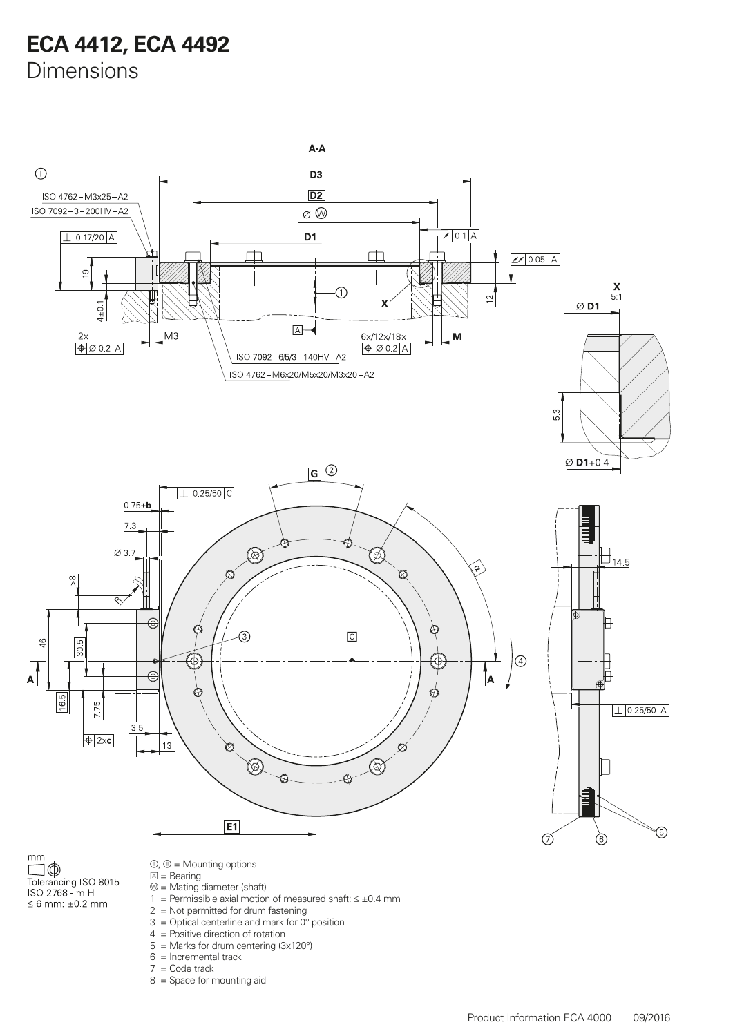# ECA 4412, ECA 4492

Dimensions

A-A

Ⓘ

D3

D2

∅ Ⓦ

D1

ISO 4762 – M3x25 – A2

ISO 7092 – 3 – 200HV – A2

⊥ 0.17/20 A

19

4±0.1

2x

⊕ ∅ 0.2 A

M3

ISO 7092 – 6/5/3 – 140HV – A2

ISO 4762 – M6x20/M5x20/M3x20 – A2

6x/12x/18x

⊕ ∅ 0.2 A

M

X

12

↗ 0.1 A

⌭ 0.05 A

A

1

X
5:1

∅ D1

5.3

∅ D1+0.4

G 2

⊥ 0.25/50 C

0.75±b

7.3

∅ 3.7

>8

R

46

30.5

16.5

7.75

3.5

13

⊕ 2xc

A

3

C

α

A

4

E1

14.5

⊥ 0.25/50 A

7 6 5

mm

Tolerancing ISO 8015
ISO 2768 - m H
≤ 6 mm: ±0.2 mm

Ⓘ, Ⓘ = Mounting options
Ⓐ = Bearing
Ⓦ = Mating diameter (shaft)
1 = Permissible axial motion of measured shaft: ≤ ±0.4 mm
2 = Not permitted for drum fastening
3 = Optical centerline and mark for 0° position
4 = Positive direction of rotation
5 = Marks for drum centering (3x120°)
6 = Incremental track
7 = Code track
8 = Space for mounting aid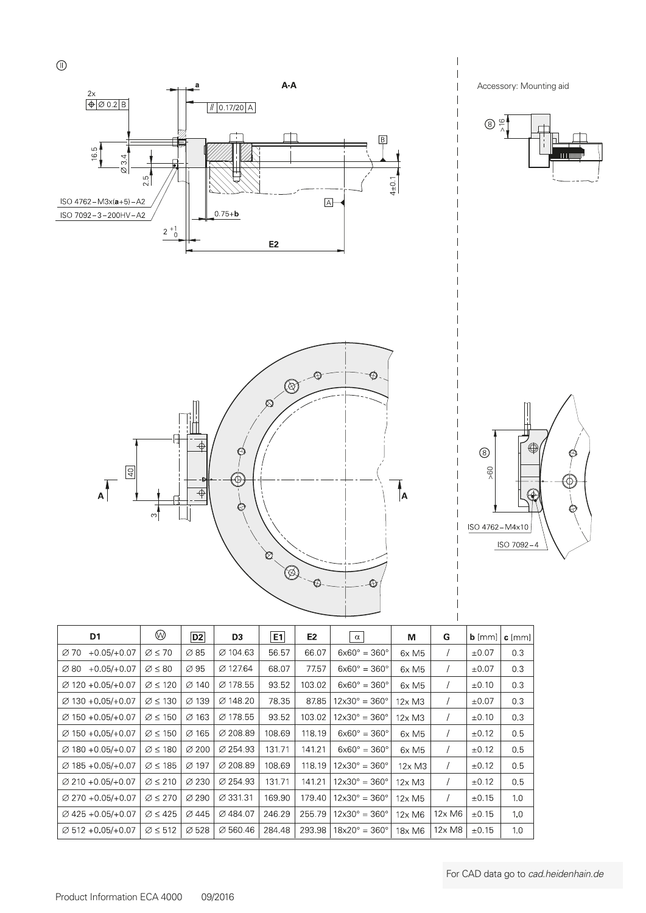Accessory: Mounting aid

| D1 | Ⓦ | D2 | D3 | E1 | E2 | α | M | G | **b** [mm] | **c** [mm] |
|---|---|---|---|---|---|---|---|---|---|---|
| Ø 70 +0.05/+0.07 | Ø ≤ 70 | Ø 85 | Ø 104.63 | 56.57 | 66.07 | 6x60° = 360° | 6x M5 | / | ±0.07 | 0.3 |
| Ø 80 +0.05/+0.07 | Ø ≤ 80 | Ø 95 | Ø 127.64 | 68.07 | 77.57 | 6x60° = 360° | 6x M5 | / | ±0.07 | 0.3 |
| Ø 120 +0.05/+0.07 | Ø ≤ 120 | Ø 140 | Ø 178.55 | 93.52 | 103.02 | 6x60° = 360° | 6x M5 | / | ±0.10 | 0.3 |
| Ø 130 +0.05/+0.07 | Ø ≤ 130 | Ø 139 | Ø 148.20 | 78.35 | 87.85 | 12x30° = 360° | 12x M3 | / | ±0.07 | 0.3 |
| Ø 150 +0.05/+0.07 | Ø ≤ 150 | Ø 163 | Ø 178.55 | 93.52 | 103.02 | 12x30° = 360° | 12x M3 | / | ±0.10 | 0.3 |
| Ø 150 +0.05/+0.07 | Ø ≤ 150 | Ø 165 | Ø 208.89 | 108.69 | 118.19 | 6x60° = 360° | 6x M5 | / | ±0.12 | 0.5 |
| Ø 180 +0.05/+0.07 | Ø ≤ 180 | Ø 200 | Ø 254.93 | 131.71 | 141.21 | 6x60° = 360° | 6x M5 | / | ±0.12 | 0.5 |
| Ø 185 +0.05/+0.07 | Ø ≤ 185 | Ø 197 | Ø 208.89 | 108.69 | 118.19 | 12x30° = 360° | 12x M3 | / | ±0.12 | 0.5 |
| Ø 210 +0.05/+0.07 | Ø ≤ 210 | Ø 230 | Ø 254.93 | 131.71 | 141.21 | 12x30° = 360° | 12x M3 | / | ±0.12 | 0.5 |
| Ø 270 +0.05/+0.07 | Ø ≤ 270 | Ø 290 | Ø 331.31 | 169.90 | 179.40 | 12x30° = 360° | 12x M5 | / | ±0.15 | 1.0 |
| Ø 425 +0.05/+0.07 | Ø ≤ 425 | Ø 445 | Ø 484.07 | 246.29 | 255.79 | 12x30° = 360° | 12x M6 | 12x M6 | ±0.15 | 1.0 |
| Ø 512 +0.05/+0.07 | Ø ≤ 512 | Ø 528 | Ø 560.46 | 284.48 | 293.98 | 18x20° = 360° | 18x M6 | 12x M8 | ±0.15 | 1.0 |

For CAD data go to *cad.heidenhain.de*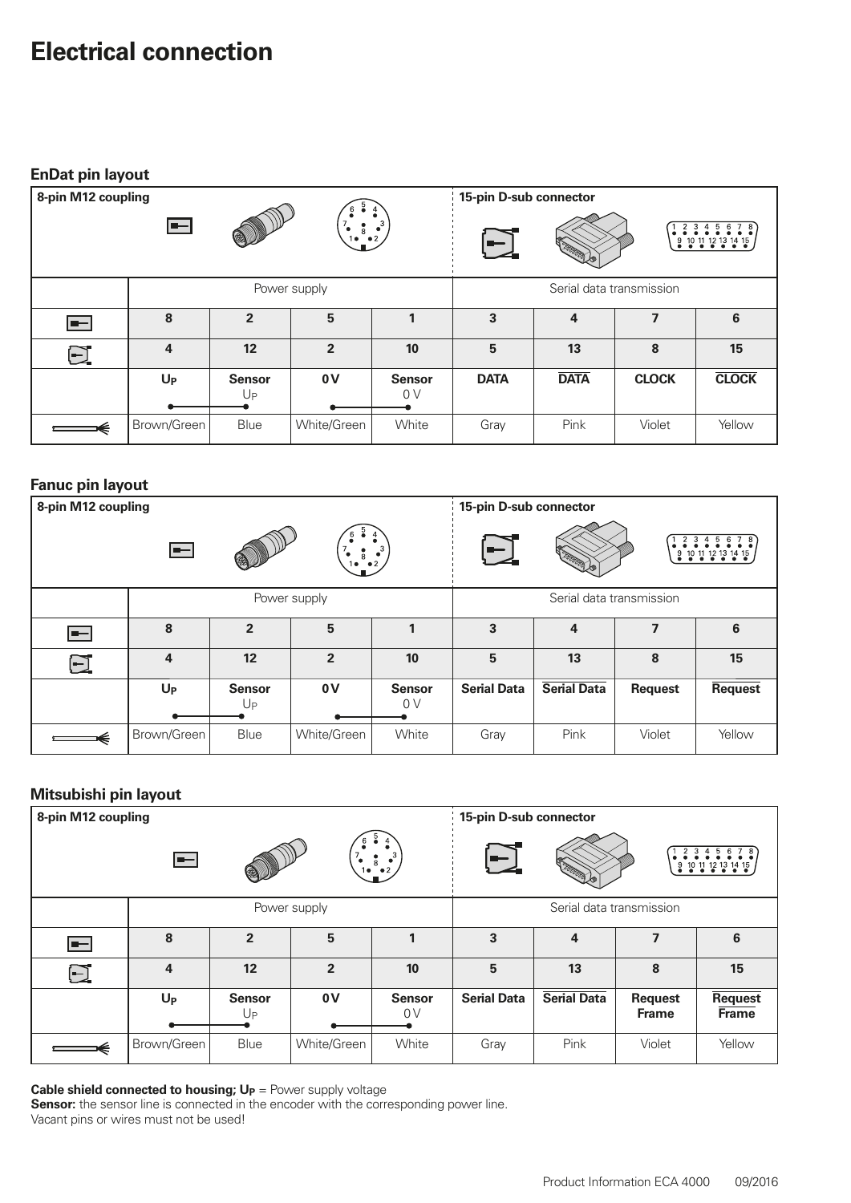# Electrical connection

## EnDat pin layout

| 8-pin M12 coupling | | | | | 15-pin D-sub connector | | | |
|---|---|---|---|---|---|---|---|---|
| | Power supply | | | | Serial data transmission | | | |
| M12 | **8** | **2** | **5** | **1** | **3** | **4** | **7** | **6** |
| D-sub | **4** | **12** | **2** | **10** | **5** | **13** | **8** | **15** |
| | **$U_P$** | **Sensor** $U_P$ | **0 V** | **Sensor** 0 V | **DATA** | **$\overline{\text{DATA}}$** | **CLOCK** | **$\overline{\text{CLOCK}}$** |
| Cable | Brown/Green | Blue | White/Green | White | Gray | Pink | Violet | Yellow |

## Fanuc pin layout

| 8-pin M12 coupling | | | | | 15-pin D-sub connector | | | |
|---|---|---|---|---|---|---|---|---|
| | Power supply | | | | Serial data transmission | | | |
| M12 | **8** | **2** | **5** | **1** | **3** | **4** | **7** | **6** |
| D-sub | **4** | **12** | **2** | **10** | **5** | **13** | **8** | **15** |
| | **$U_P$** | **Sensor** $U_P$ | **0 V** | **Sensor** 0 V | **Serial Data** | **$\overline{\text{Serial Data}}$** | **Request** | **$\overline{\text{Request}}$** |
| Cable | Brown/Green | Blue | White/Green | White | Gray | Pink | Violet | Yellow |

## Mitsubishi pin layout

| 8-pin M12 coupling | | | | | 15-pin D-sub connector | | | |
|---|---|---|---|---|---|---|---|---|
| | Power supply | | | | Serial data transmission | | | |
| M12 | **8** | **2** | **5** | **1** | **3** | **4** | **7** | **6** |
| D-sub | **4** | **12** | **2** | **10** | **5** | **13** | **8** | **15** |
| | **$U_P$** | **Sensor** $U_P$ | **0 V** | **Sensor** 0 V | **Serial Data** | **$\overline{\text{Serial Data}}$** | **Request Frame** | **$\overline{\text{Request Frame}}$** |
| Cable | Brown/Green | Blue | White/Green | White | Gray | Pink | Violet | Yellow |

**Cable shield connected to housing; $U_P$** = Power supply voltage
**Sensor:** the sensor line is connected in the encoder with the corresponding power line.
Vacant pins or wires must not be used!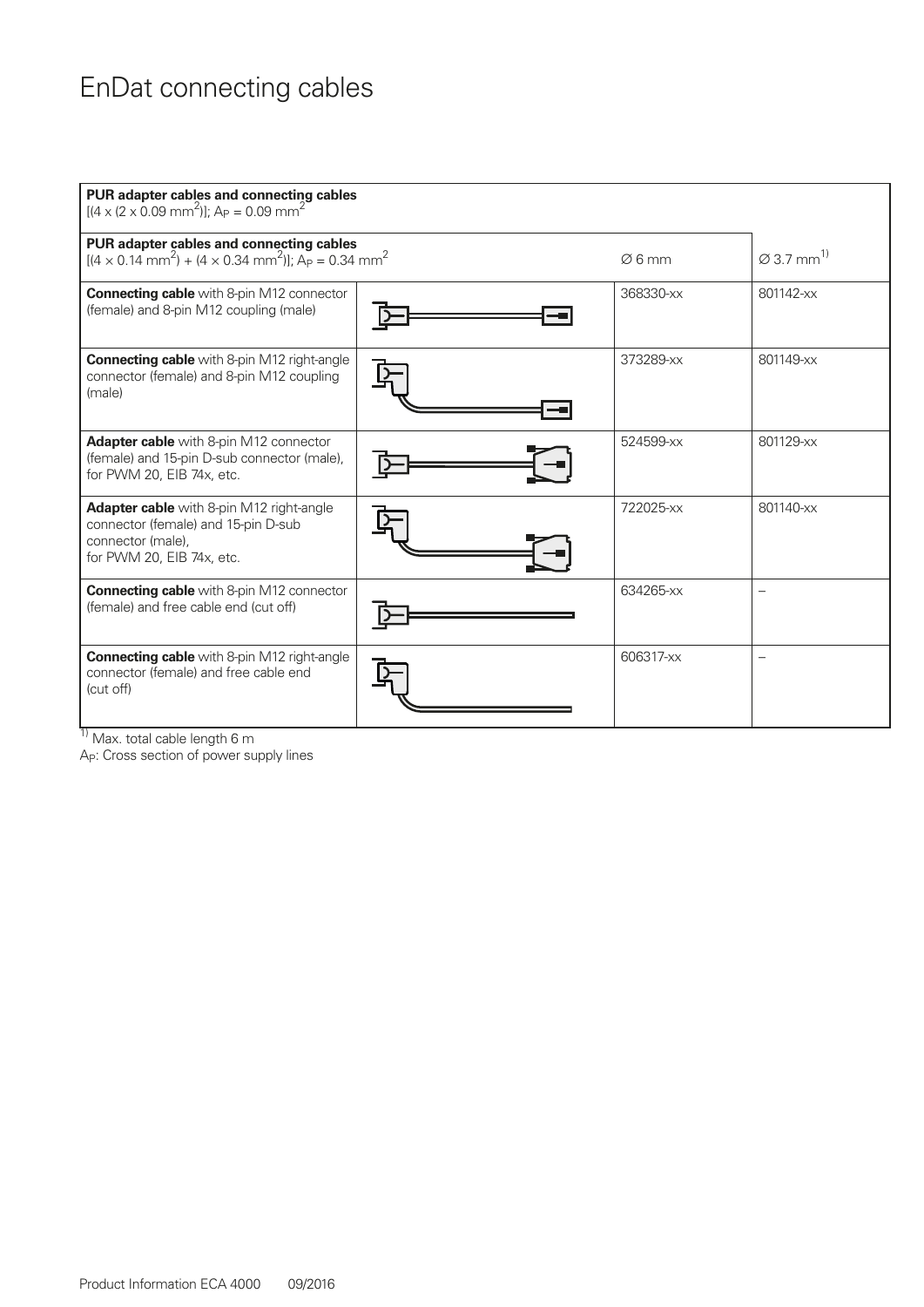# EnDat connecting cables

| PUR adapter cables and connecting cables<br>[(4 x (2 x 0.09 mm²)]; $A_P$ = 0.09 mm² | | | |
|---|---|---|---|
| **PUR adapter cables and connecting cables**<br>[(4 × 0.14 mm²) + (4 × 0.34 mm²)]; $A_P$ = 0.34 mm² | | Ø 6 mm | Ø 3.7 mm[1] |
| **Connecting cable** with 8-pin M12 connector (female) and 8-pin M12 coupling (male) | | 368330-xx | 801142-xx |
| **Connecting cable** with 8-pin M12 right-angle connector (female) and 8-pin M12 coupling (male) | | 373289-xx | 801149-xx |
| **Adapter cable** with 8-pin M12 connector (female) and 15-pin D-sub connector (male), for PWM 20, EIB 74x, etc. | | 524599-xx | 801129-xx |
| **Adapter cable** with 8-pin M12 right-angle connector (female) and 15-pin D-sub connector (male), for PWM 20, EIB 74x, etc. | | 722025-xx | 801140-xx |
| **Connecting cable** with 8-pin M12 connector (female) and free cable end (cut off) | | 634265-xx | – |
| **Connecting cable** with 8-pin M12 right-angle connector (female) and free cable end (cut off) | | 606317-xx | – |

[1] Max. total cable length 6 m

$A_P$: Cross section of power supply lines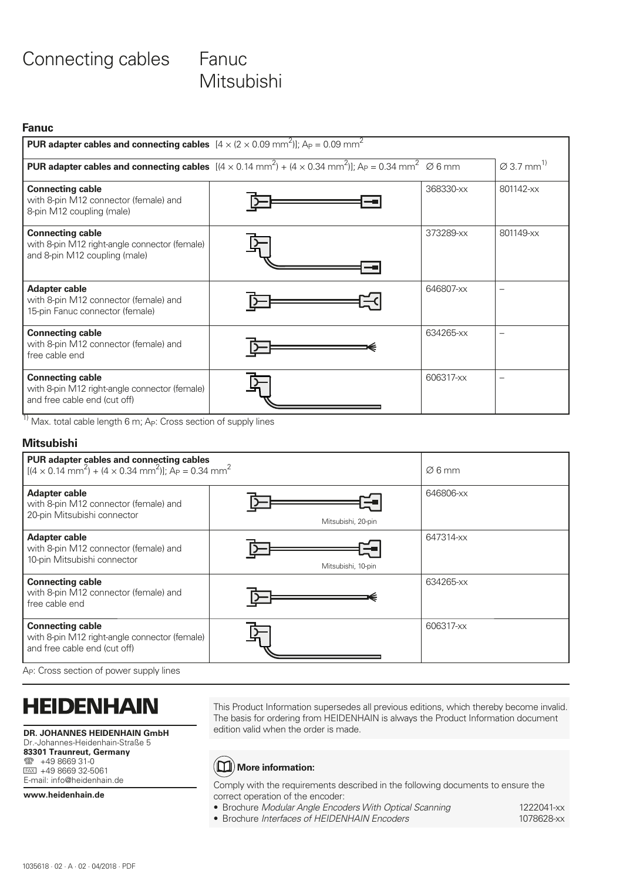# Connecting cables Fanuc Mitsubishi

### Fanuc

| **PUR adapter cables and connecting cables** $[4 \times (2 \times 0.09\ mm^2)]$; $A_P = 0.09\ mm^2$ | | | |
|---|---|---|---|
| **PUR adapter cables and connecting cables** $[(4 \times 0.14\ mm^2) + (4 \times 0.34\ mm^2)]$; $A_P = 0.34\ mm^2$ | | Ø 6 mm | Ø 3.7 mm[1] |
| **Connecting cable** with 8-pin M12 connector (female) and 8-pin M12 coupling (male) | | 368330-xx | 801142-xx |
| **Connecting cable** with 8-pin M12 right-angle connector (female) and 8-pin M12 coupling (male) | | 373289-xx | 801149-xx |
| **Adapter cable** with 8-pin M12 connector (female) and 15-pin Fanuc connector (female) | | 646807-xx | – |
| **Connecting cable** with 8-pin M12 connector (female) and free cable end | | 634265-xx | – |
| **Connecting cable** with 8-pin M12 right-angle connector (female) and free cable end (cut off) | | 606317-xx | – |

[1] Max. total cable length 6 m; $A_P$: Cross section of supply lines

### Mitsubishi

| **PUR adapter cables and connecting cables** $[(4 \times 0.14\ mm^2) + (4 \times 0.34\ mm^2)]$; $A_P = 0.34\ mm^2$ | | Ø 6 mm |
|---|---|---|
| **Adapter cable** with 8-pin M12 connector (female) and 20-pin Mitsubishi connector | Mitsubishi, 20-pin | 646806-xx |
| **Adapter cable** with 8-pin M12 connector (female) and 10-pin Mitsubishi connector | Mitsubishi, 10-pin | 647314-xx |
| **Connecting cable** with 8-pin M12 connector (female) and free cable end | | 634265-xx |
| **Connecting cable** with 8-pin M12 right-angle connector (female) and free cable end (cut off) | | 606317-xx |

$A_P$: Cross section of power supply lines

**HEIDENHAIN**

**DR. JOHANNES HEIDENHAIN GmbH**
Dr.-Johannes-Heidenhain-Straße 5
**83301 Traunreut, Germany**
☎ +49 8669 31-0
FAX +49 8669 32-5061
E-mail: info@heidenhain.de

**www.heidenhain.de**

This Product Information supersedes all previous editions, which thereby become invalid. The basis for ordering from HEIDENHAIN is always the Product Information document edition valid when the order is made.

**More information:**

Comply with the requirements described in the following documents to ensure the correct operation of the encoder:

- Brochure *Modular Angle Encoders With Optical Scanning* 1222041-xx
- Brochure *Interfaces of HEIDENHAIN Encoders* 1078628-xx

1035618 · 02 · A · 02 · 04/2018 · PDF